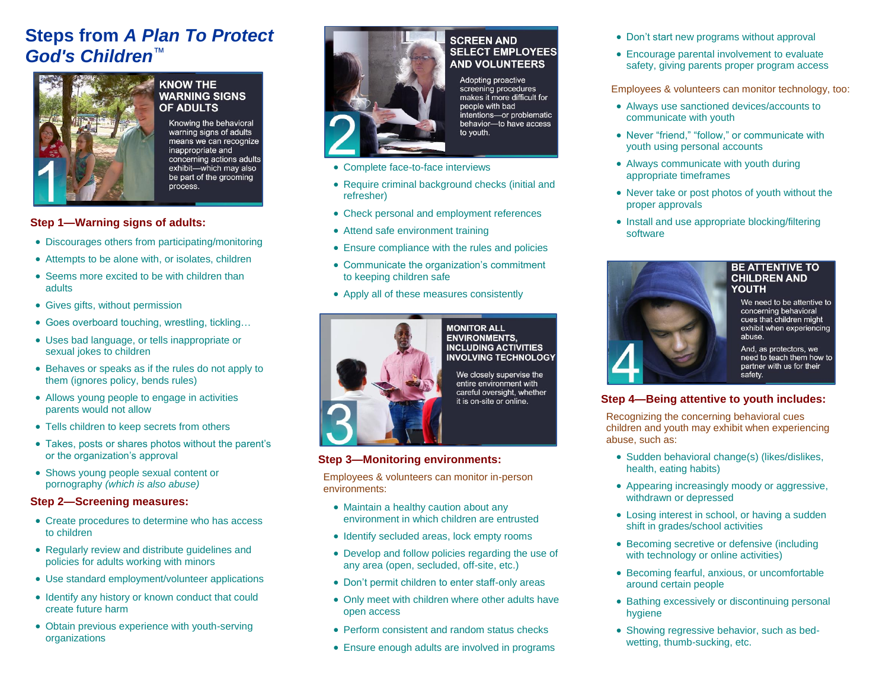# Steps from *A Plan To Protect God's Children*™

**1 — KNOW THE WARNING SIGNS OF ADULTS**

Knowing the behavioral warning signs of adults means we can recognize inappropriate and concerning actions adults exhibit—which may also be part of the grooming process.

### Step 1—Warning signs of adults:

- Discourages others from participating/monitoring
- Attempts to be alone with, or isolates, children
- Seems more excited to be with children than adults
- Gives gifts, without permission
- Goes overboard touching, wrestling, tickling…
- Uses bad language, or tells inappropriate or sexual jokes to children
- Behaves or speaks as if the rules do not apply to them (ignores policy, bends rules)
- Allows young people to engage in activities parents would not allow
- Tells children to keep secrets from others
- Takes, posts or shares photos without the parent's or the organization's approval
- Shows young people sexual content or pornography *(which is also abuse)*

### Step 2—Screening measures:

- Create procedures to determine who has access to children
- Regularly review and distribute guidelines and policies for adults working with minors
- Use standard employment/volunteer applications
- Identify any history or known conduct that could create future harm
- Obtain previous experience with youth-serving organizations

**2 — SCREEN AND SELECT EMPLOYEES AND VOLUNTEERS**

Adopting proactive screening procedures makes it more difficult for people with bad intentions—or problematic behavior—to have access to youth.

- Complete face-to-face interviews
- Require criminal background checks (initial and refresher)
- Check personal and employment references
- Attend safe environment training
- Ensure compliance with the rules and policies
- Communicate the organization's commitment to keeping children safe
- Apply all of these measures consistently

**3 — MONITOR ALL ENVIRONMENTS, INCLUDING ACTIVITIES INVOLVING TECHNOLOGY**

We closely supervise the entire environment with careful oversight, whether it is on-site or online.

### Step 3—Monitoring environments:

Employees & volunteers can monitor in-person environments:

- Maintain a healthy caution about any environment in which children are entrusted
- Identify secluded areas, lock empty rooms
- Develop and follow policies regarding the use of any area (open, secluded, off-site, etc.)
- Don't permit children to enter staff-only areas
- Only meet with children where other adults have open access
- Perform consistent and random status checks
- Ensure enough adults are involved in programs
- Don't start new programs without approval
- Encourage parental involvement to evaluate safety, giving parents proper program access

Employees & volunteers can monitor technology, too:

- Always use sanctioned devices/accounts to communicate with youth
- Never "friend," "follow," or communicate with youth using personal accounts
- Always communicate with youth during appropriate timeframes
- Never take or post photos of youth without the proper approvals
- Install and use appropriate blocking/filtering software

**4 — BE ATTENTIVE TO CHILDREN AND YOUTH**

We need to be attentive to concerning behavioral cues that children might exhibit when experiencing abuse.

And, as protectors, we need to teach them how to partner with us for their safety.

### Step 4—Being attentive to youth includes:

Recognizing the concerning behavioral cues children and youth may exhibit when experiencing abuse, such as:

- Sudden behavioral change(s) (likes/dislikes, health, eating habits)
- Appearing increasingly moody or aggressive, withdrawn or depressed
- Losing interest in school, or having a sudden shift in grades/school activities
- Becoming secretive or defensive (including with technology or online activities)
- Becoming fearful, anxious, or uncomfortable around certain people
- Bathing excessively or discontinuing personal hygiene
- Showing regressive behavior, such as bed-wetting, thumb-sucking, etc.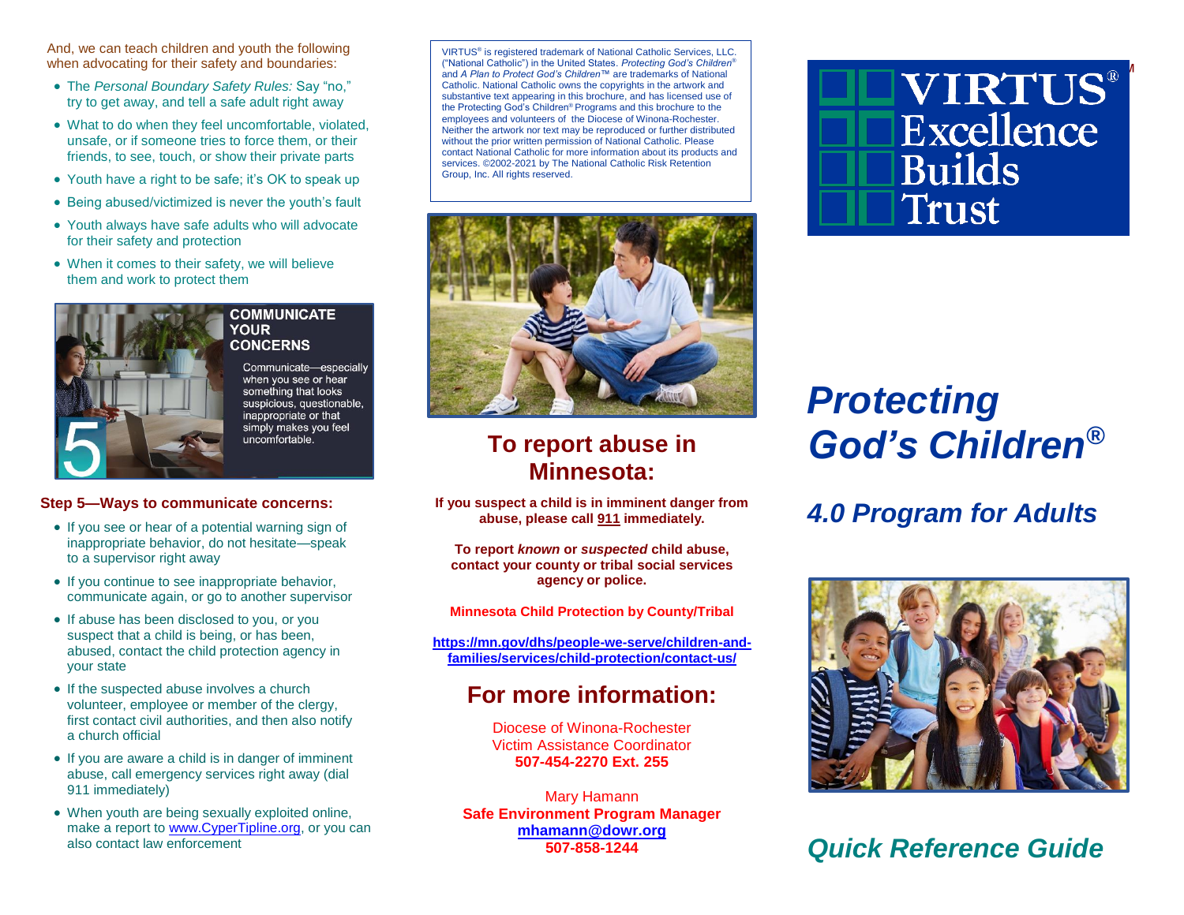And, we can teach children and youth the following when advocating for their safety and boundaries:

- The *Personal Boundary Safety Rules:* Say "no," try to get away, and tell a safe adult right away
- What to do when they feel uncomfortable, violated, unsafe, or if someone tries to force them, or their friends, to see, touch, or show their private parts
- Youth have a right to be safe; it's OK to speak up
- Being abused/victimized is never the youth's fault
- Youth always have safe adults who will advocate for their safety and protection
- When it comes to their safety, we will believe them and work to protect them

5

**COMMUNICATE YOUR CONCERNS**

Communicate—especially when you see or hear something that looks suspicious, questionable, inappropriate or that simply makes you feel uncomfortable.

### Step 5—Ways to communicate concerns:

- If you see or hear of a potential warning sign of inappropriate behavior, do not hesitate—speak to a supervisor right away
- If you continue to see inappropriate behavior, communicate again, or go to another supervisor
- If abuse has been disclosed to you, or you suspect that a child is being, or has been, abused, contact the child protection agency in your state
- If the suspected abuse involves a church volunteer, employee or member of the clergy, first contact civil authorities, and then also notify a church official
- If you are aware a child is in danger of imminent abuse, call emergency services right away (dial 911 immediately)
- When youth are being sexually exploited online, make a report to www.CyperTipline.org, or you can also contact law enforcement

VIRTUS® is registered trademark of National Catholic Services, LLC. ("National Catholic") in the United States. *Protecting God's Children®* and *A Plan to Protect God's Children™* are trademarks of National Catholic. National Catholic owns the copyrights in the artwork and substantive text appearing in this brochure, and has licensed use of the Protecting God's Children® Programs and this brochure to the employees and volunteers of the Diocese of Winona-Rochester. Neither the artwork nor text may be reproduced or further distributed without the prior written permission of National Catholic. Please contact National Catholic for more information about its products and services. ©2002-2021 by The National Catholic Risk Retention Group, Inc. All rights reserved.

## To report abuse in Minnesota:

**If you suspect a child is in imminent danger from abuse, please call 911 immediately.**

**To report *known* or *suspected* child abuse, contact your county or tribal social services agency or police.**

**Minnesota Child Protection by County/Tribal**

**https://mn.gov/dhs/people-we-serve/children-and-families/services/child-protection/contact-us/**

## For more information:

Diocese of Winona-Rochester
Victim Assistance Coordinator
**507-454-2270 Ext. 255**

Mary Hamann
**Safe Environment Program Manager**
**mhamann@dowr.org**
**507-858-1244**

**VIRTUS® Excellence Builds Trust**

# *Protecting God's Children®*

## *4.0 Program for Adults*

## *Quick Reference Guide*